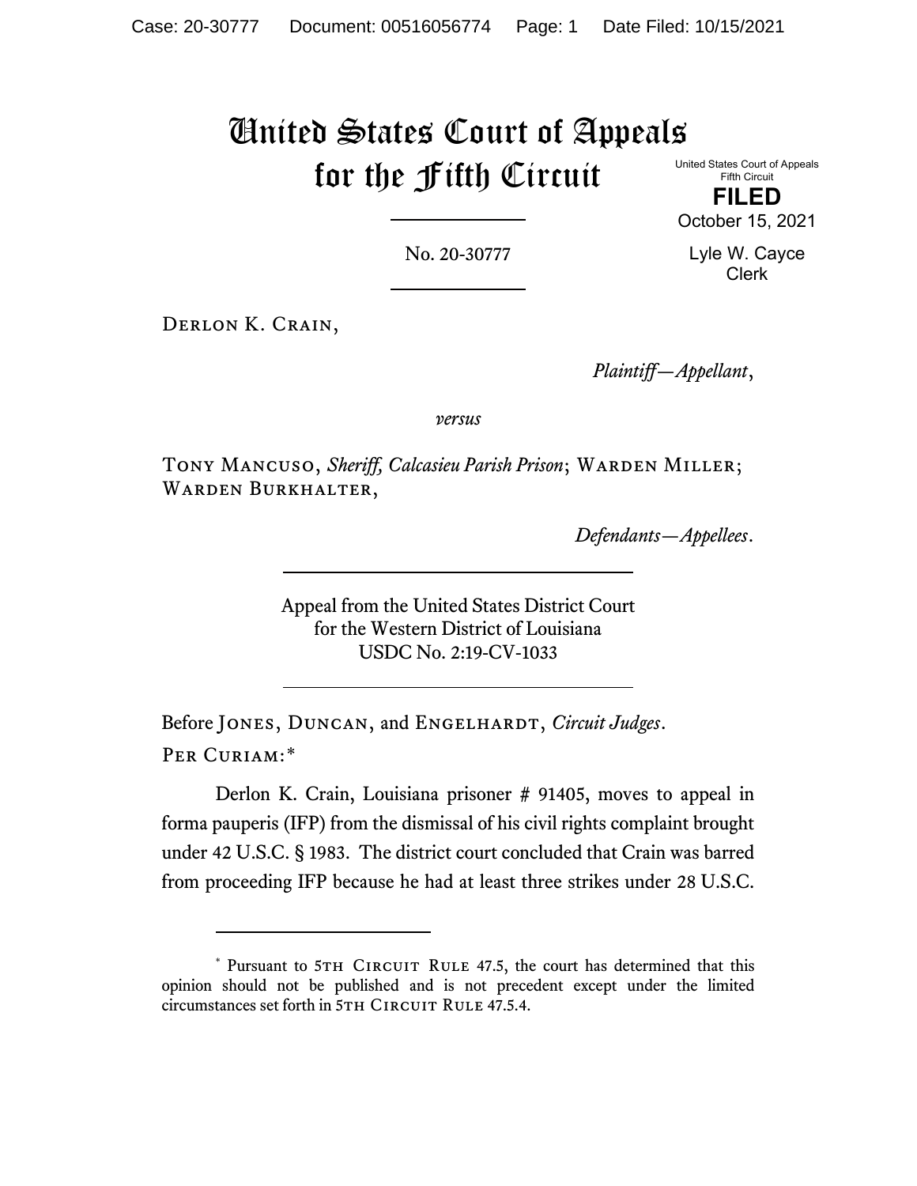# United States Court of Appeals for the Fifth Circuit

United States Court of Appeals
Fifth Circuit

**FILED**

October 15, 2021

Lyle W. Cayce
Clerk

No. 20-30777

DERLON K. CRAIN,

*Plaintiff—Appellant*,

*versus*

TONY MANCUSO, *Sheriff, Calcasieu Parish Prison*; WARDEN MILLER; WARDEN BURKHALTER,

*Defendants—Appellees*.

Appeal from the United States District Court
for the Western District of Louisiana
USDC No. 2:19-CV-1033

Before JONES, DUNCAN, and ENGELHARDT, *Circuit Judges*.

PER CURIAM:*

Derlon K. Crain, Louisiana prisoner # 91405, moves to appeal in forma pauperis (IFP) from the dismissal of his civil rights complaint brought under 42 U.S.C. § 1983. The district court concluded that Crain was barred from proceeding IFP because he had at least three strikes under 28 U.S.C.

---

* Pursuant to 5TH CIRCUIT RULE 47.5, the court has determined that this opinion should not be published and is not precedent except under the limited circumstances set forth in 5TH CIRCUIT RULE 47.5.4.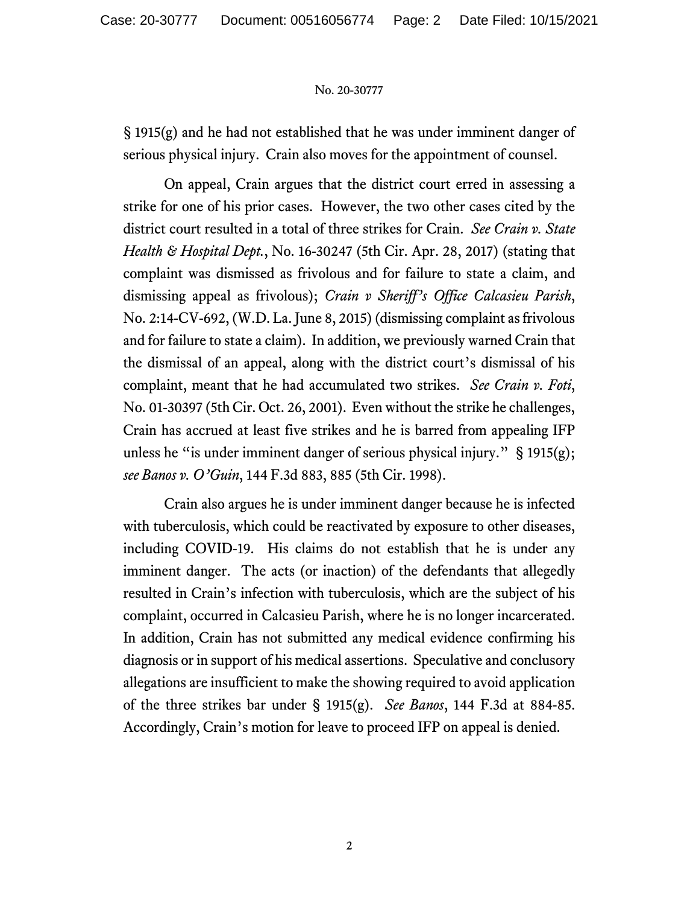§ 1915(g) and he had not established that he was under imminent danger of serious physical injury. Crain also moves for the appointment of counsel.

On appeal, Crain argues that the district court erred in assessing a strike for one of his prior cases. However, the two other cases cited by the district court resulted in a total of three strikes for Crain. *See Crain v. State Health & Hospital Dept.*, No. 16-30247 (5th Cir. Apr. 28, 2017) (stating that complaint was dismissed as frivolous and for failure to state a claim, and dismissing appeal as frivolous); *Crain v Sheriff's Office Calcasieu Parish*, No. 2:14-CV-692, (W.D. La. June 8, 2015) (dismissing complaint as frivolous and for failure to state a claim). In addition, we previously warned Crain that the dismissal of an appeal, along with the district court's dismissal of his complaint, meant that he had accumulated two strikes. *See Crain v. Foti*, No. 01-30397 (5th Cir. Oct. 26, 2001). Even without the strike he challenges, Crain has accrued at least five strikes and he is barred from appealing IFP unless he "is under imminent danger of serious physical injury." § 1915(g); *see Banos v. O'Guin*, 144 F.3d 883, 885 (5th Cir. 1998).

Crain also argues he is under imminent danger because he is infected with tuberculosis, which could be reactivated by exposure to other diseases, including COVID-19. His claims do not establish that he is under any imminent danger. The acts (or inaction) of the defendants that allegedly resulted in Crain's infection with tuberculosis, which are the subject of his complaint, occurred in Calcasieu Parish, where he is no longer incarcerated. In addition, Crain has not submitted any medical evidence confirming his diagnosis or in support of his medical assertions. Speculative and conclusory allegations are insufficient to make the showing required to avoid application of the three strikes bar under § 1915(g). *See Banos*, 144 F.3d at 884-85. Accordingly, Crain's motion for leave to proceed IFP on appeal is denied.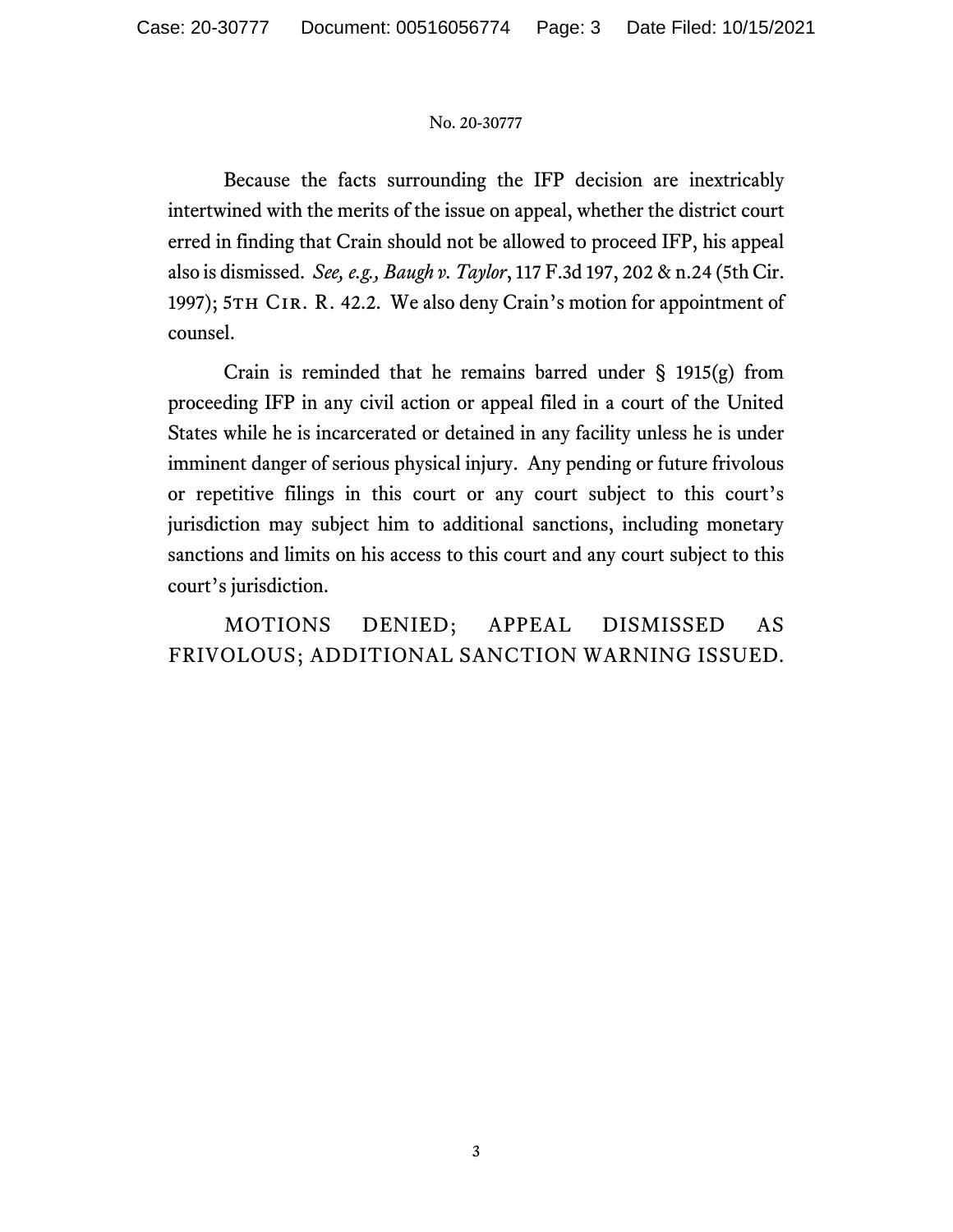Because the facts surrounding the IFP decision are inextricably intertwined with the merits of the issue on appeal, whether the district court erred in finding that Crain should not be allowed to proceed IFP, his appeal also is dismissed. *See, e.g., Baugh v. Taylor*, 117 F.3d 197, 202 & n.24 (5th Cir. 1997); 5TH CIR. R. 42.2. We also deny Crain's motion for appointment of counsel.

Crain is reminded that he remains barred under § 1915(g) from proceeding IFP in any civil action or appeal filed in a court of the United States while he is incarcerated or detained in any facility unless he is under imminent danger of serious physical injury. Any pending or future frivolous or repetitive filings in this court or any court subject to this court's jurisdiction may subject him to additional sanctions, including monetary sanctions and limits on his access to this court and any court subject to this court's jurisdiction.

MOTIONS DENIED; APPEAL DISMISSED AS FRIVOLOUS; ADDITIONAL SANCTION WARNING ISSUED.